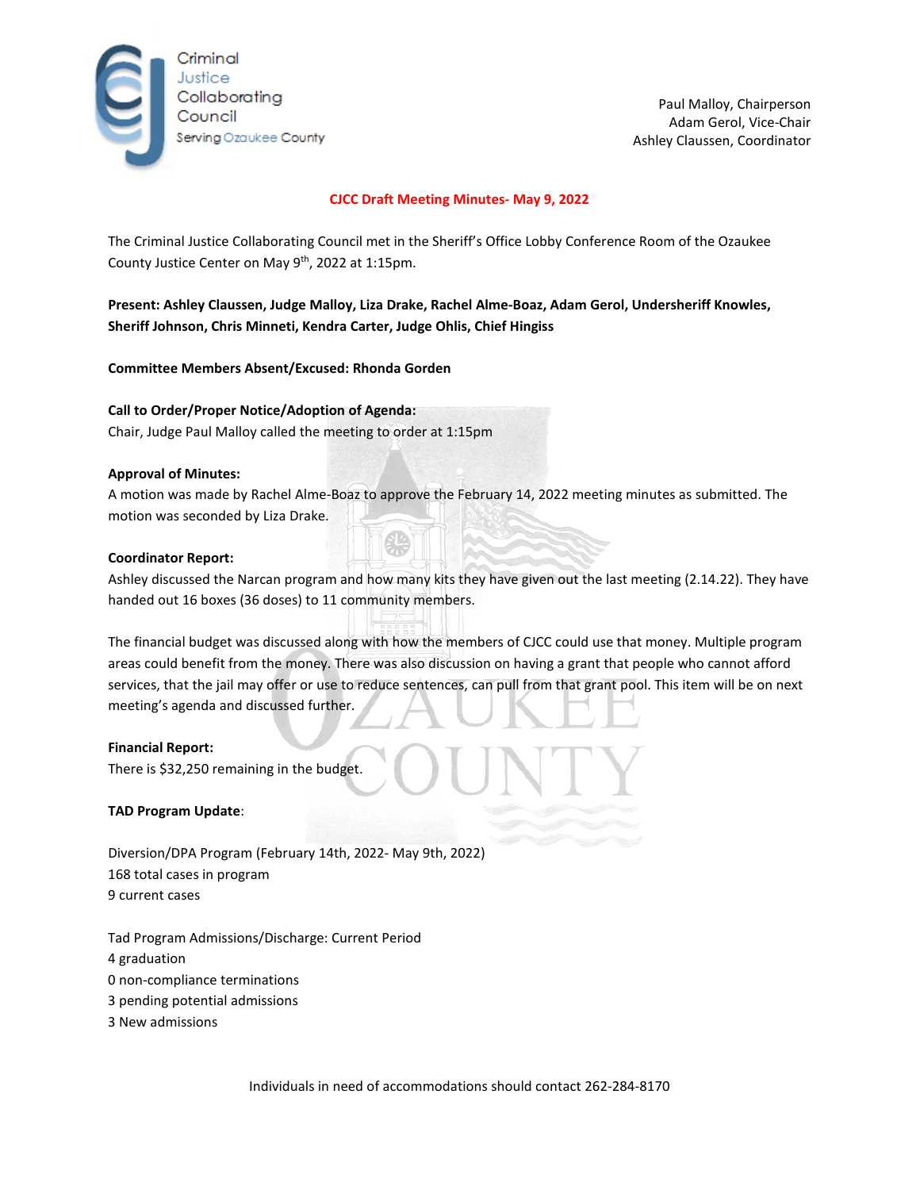Criminal Justice Collaborating Council
Serving Ozaukee County

Paul Malloy, Chairperson
Adam Gerol, Vice-Chair
Ashley Claussen, Coordinator

# CJCC Draft Meeting Minutes- May 9, 2022

The Criminal Justice Collaborating Council met in the Sheriff's Office Lobby Conference Room of the Ozaukee County Justice Center on May 9th, 2022 at 1:15pm.

**Present: Ashley Claussen, Judge Malloy, Liza Drake, Rachel Alme-Boaz, Adam Gerol, Undersheriff Knowles, Sheriff Johnson, Chris Minneti, Kendra Carter, Judge Ohlis, Chief Hingiss**

**Committee Members Absent/Excused: Rhonda Gorden**

**Call to Order/Proper Notice/Adoption of Agenda:**
Chair, Judge Paul Malloy called the meeting to order at 1:15pm

**Approval of Minutes:**
A motion was made by Rachel Alme-Boaz to approve the February 14, 2022 meeting minutes as submitted. The motion was seconded by Liza Drake.

**Coordinator Report:**
Ashley discussed the Narcan program and how many kits they have given out the last meeting (2.14.22). They have handed out 16 boxes (36 doses) to 11 community members.

The financial budget was discussed along with how the members of CJCC could use that money. Multiple program areas could benefit from the money. There was also discussion on having a grant that people who cannot afford services, that the jail may offer or use to reduce sentences, can pull from that grant pool. This item will be on next meeting's agenda and discussed further.

**Financial Report:**
There is $32,250 remaining in the budget.

**TAD Program Update**:

Diversion/DPA Program (February 14th, 2022- May 9th, 2022)
168 total cases in program
9 current cases

Tad Program Admissions/Discharge: Current Period
4 graduation
0 non-compliance terminations
3 pending potential admissions
3 New admissions

Individuals in need of accommodations should contact 262-284-8170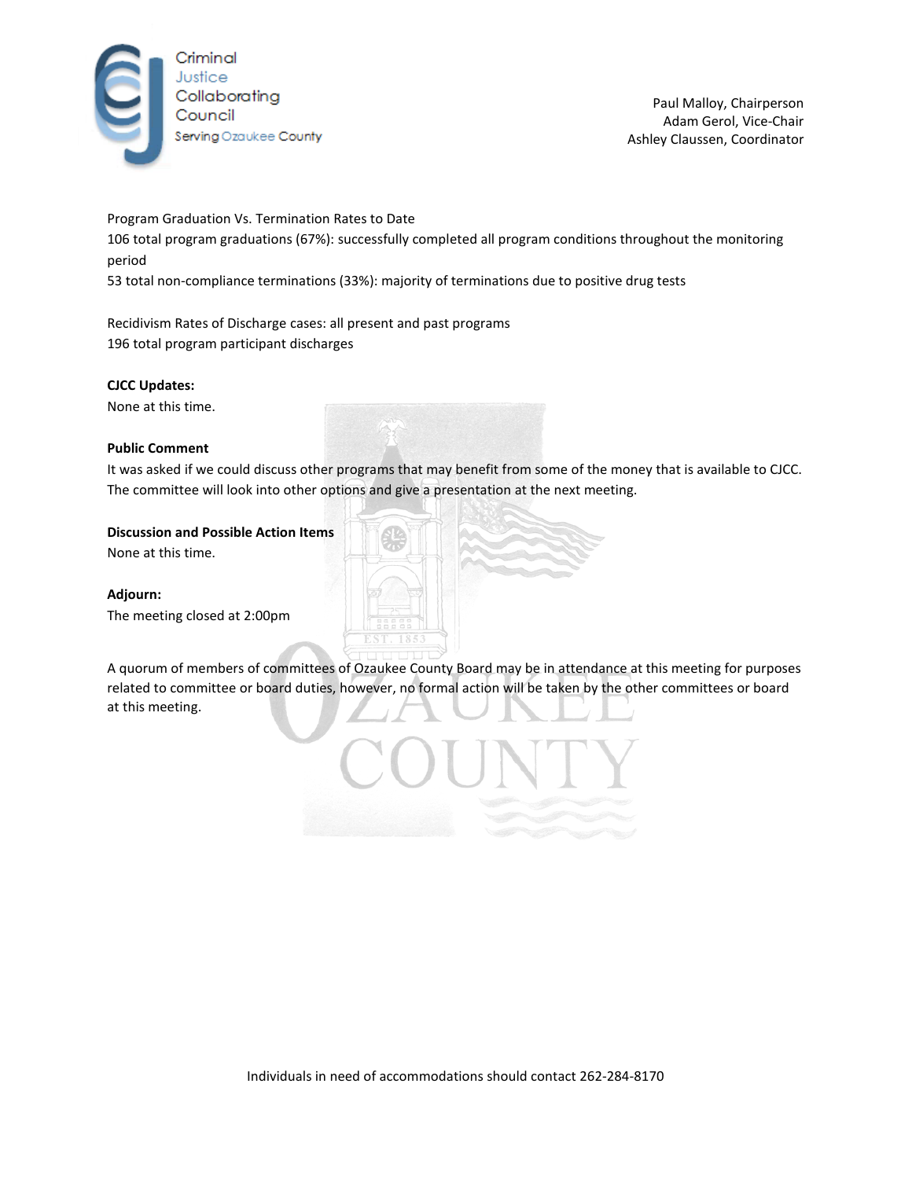Paul Malloy, Chairperson
Adam Gerol, Vice-Chair
Ashley Claussen, Coordinator

Program Graduation Vs. Termination Rates to Date

106 total program graduations (67%): successfully completed all program conditions throughout the monitoring period

53 total non-compliance terminations (33%): majority of terminations due to positive drug tests

Recidivism Rates of Discharge cases: all present and past programs

196 total program participant discharges

**CJCC Updates:**

None at this time.

**Public Comment**

It was asked if we could discuss other programs that may benefit from some of the money that is available to CJCC. The committee will look into other options and give a presentation at the next meeting.

**Discussion and Possible Action Items**

None at this time.

**Adjourn:**

The meeting closed at 2:00pm

A quorum of members of committees of Ozaukee County Board may be in attendance at this meeting for purposes related to committee or board duties, however, no formal action will be taken by the other committees or board at this meeting.

Individuals in need of accommodations should contact 262-284-8170